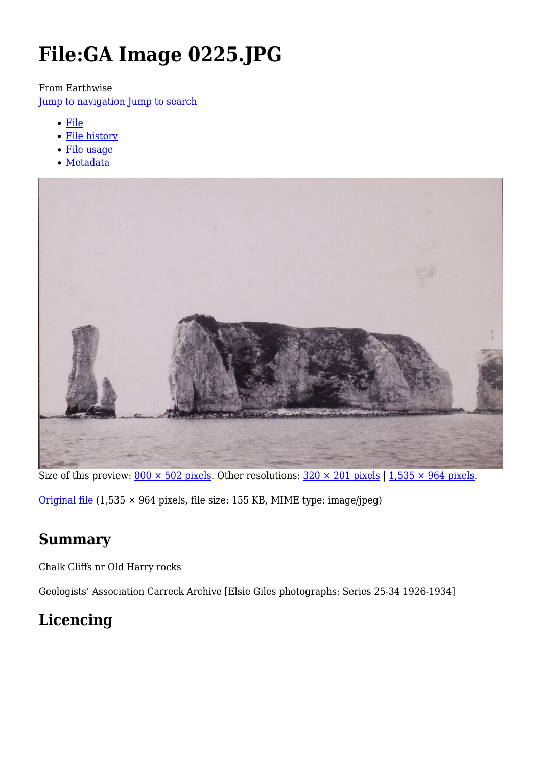# File:GA Image 0225.JPG

From Earthwise

Jump to navigation Jump to search

- File
- File history
- File usage
- Metadata

Size of this preview: 800 × 502 pixels. Other resolutions: 320 × 201 pixels | 1,535 × 964 pixels.

Original file (1,535 × 964 pixels, file size: 155 KB, MIME type: image/jpeg)

## Summary

Chalk Cliffs nr Old Harry rocks

Geologists’ Association Carreck Archive [Elsie Giles photographs: Series 25-34 1926-1934]

## Licencing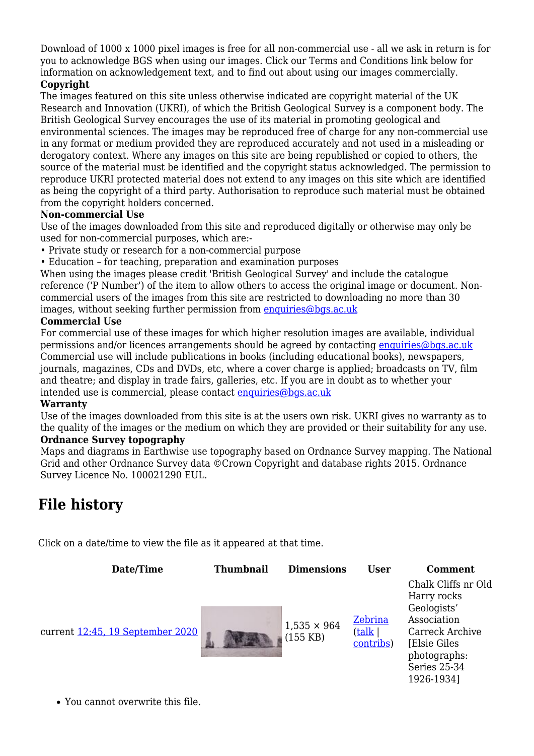Download of 1000 x 1000 pixel images is free for all non-commercial use - all we ask in return is for you to acknowledge BGS when using our images. Click our Terms and Conditions link below for information on acknowledgement text, and to find out about using our images commercially.

**Copyright**

The images featured on this site unless otherwise indicated are copyright material of the UK Research and Innovation (UKRI), of which the British Geological Survey is a component body. The British Geological Survey encourages the use of its material in promoting geological and environmental sciences. The images may be reproduced free of charge for any non-commercial use in any format or medium provided they are reproduced accurately and not used in a misleading or derogatory context. Where any images on this site are being republished or copied to others, the source of the material must be identified and the copyright status acknowledged. The permission to reproduce UKRI protected material does not extend to any images on this site which are identified as being the copyright of a third party. Authorisation to reproduce such material must be obtained from the copyright holders concerned.

**Non-commercial Use**

Use of the images downloaded from this site and reproduced digitally or otherwise may only be used for non-commercial purposes, which are:-

- Private study or research for a non-commercial purpose
- Education – for teaching, preparation and examination purposes

When using the images please credit 'British Geological Survey' and include the catalogue reference ('P Number') of the item to allow others to access the original image or document. Non-commercial users of the images from this site are restricted to downloading no more than 30 images, without seeking further permission from enquiries@bgs.ac.uk

**Commercial Use**

For commercial use of these images for which higher resolution images are available, individual permissions and/or licences arrangements should be agreed by contacting enquiries@bgs.ac.uk Commercial use will include publications in books (including educational books), newspapers, journals, magazines, CDs and DVDs, etc, where a cover charge is applied; broadcasts on TV, film and theatre; and display in trade fairs, galleries, etc. If you are in doubt as to whether your intended use is commercial, please contact enquiries@bgs.ac.uk

**Warranty**

Use of the images downloaded from this site is at the users own risk. UKRI gives no warranty as to the quality of the images or the medium on which they are provided or their suitability for any use.

**Ordnance Survey topography**

Maps and diagrams in Earthwise use topography based on Ordnance Survey mapping. The National Grid and other Ordnance Survey data ©Crown Copyright and database rights 2015. Ordnance Survey Licence No. 100021290 EUL.

## File history

Click on a date/time to view the file as it appeared at that time.

| Date/Time | Thumbnail | Dimensions | User | Comment |
|---|---|---|---|---|
| current 12:45, 19 September 2020 | | 1,535 × 964 (155 KB) | Zebrina (talk \| contribs) | Chalk Cliffs nr Old Harry rocks Geologists' Association Carreck Archive [Elsie Giles photographs: Series 25-34 1926-1934] |

- You cannot overwrite this file.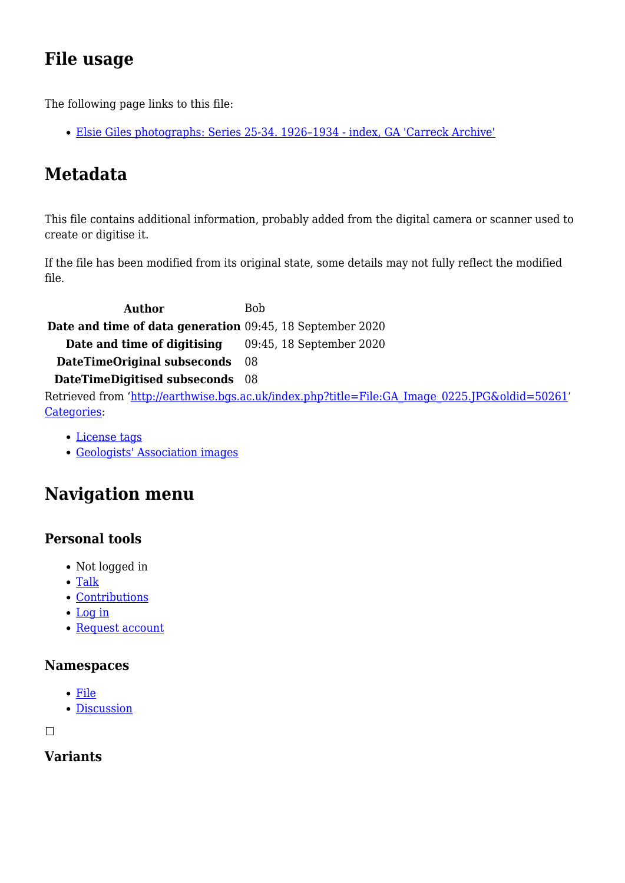## File usage

The following page links to this file:

- Elsie Giles photographs: Series 25-34. 1926–1934 - index, GA 'Carreck Archive'

## Metadata

This file contains additional information, probably added from the digital camera or scanner used to create or digitise it.

If the file has been modified from its original state, some details may not fully reflect the modified file.

| | |
|---|---|
| **Author** | Bob |
| **Date and time of data generation** | 09:45, 18 September 2020 |
| **Date and time of digitising** | 09:45, 18 September 2020 |
| **DateTimeOriginal subseconds** | 08 |
| **DateTimeDigitised subseconds** | 08 |

Retrieved from 'http://earthwise.bgs.ac.uk/index.php?title=File:GA_Image_0225.JPG&oldid=50261'
Categories:

- License tags
- Geologists' Association images

## Navigation menu

### Personal tools

- Not logged in
- Talk
- Contributions
- Log in
- Request account

### Namespaces

- File
- Discussion

☐

### Variants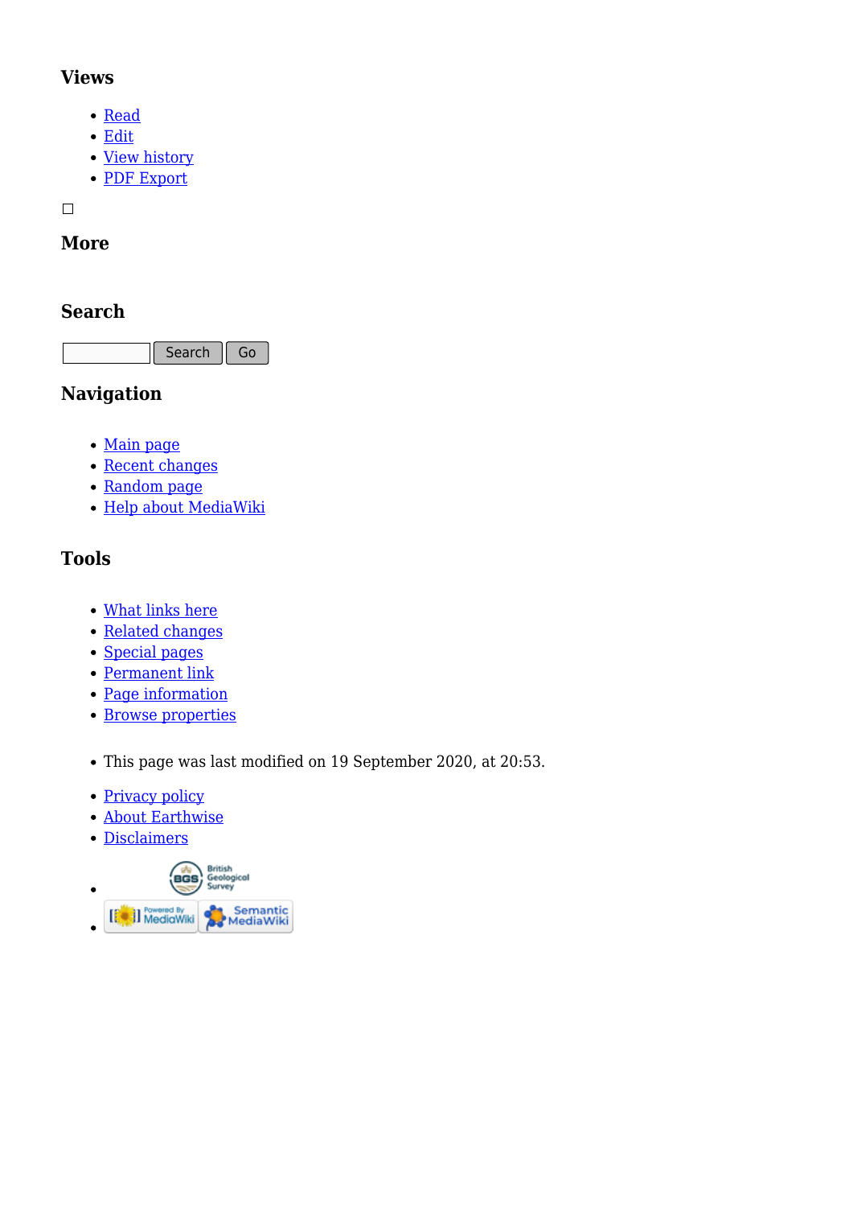### Views

- Read
- Edit
- View history
- PDF Export

### More

### Search

### Navigation

- Main page
- Recent changes
- Random page
- Help about MediaWiki

### Tools

- What links here
- Related changes
- Special pages
- Permanent link
- Page information
- Browse properties

- This page was last modified on 19 September 2020, at 20:53.

- Privacy policy
- About Earthwise
- Disclaimers